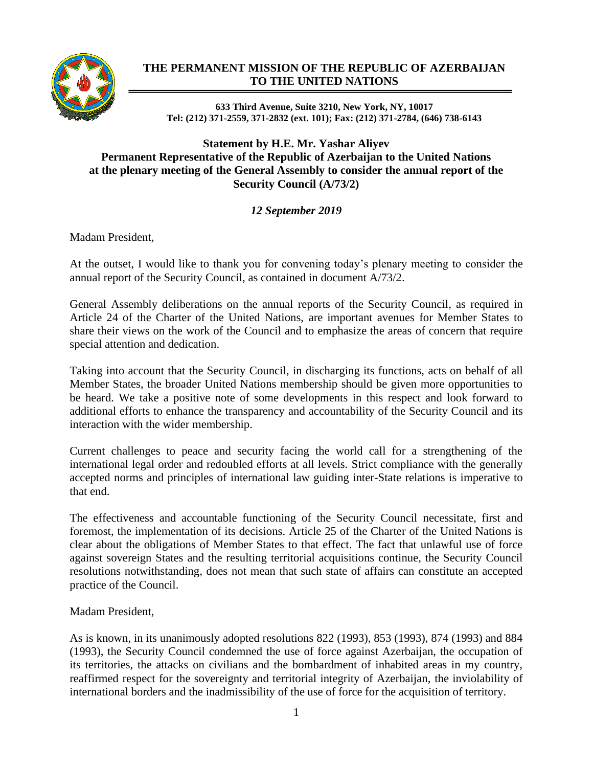# THE PERMANENT MISSION OF THE REPUBLIC OF AZERBAIJAN TO THE UNITED NATIONS

**633 Third Avenue, Suite 3210, New York, NY, 10017**
**Tel: (212) 371-2559, 371-2832 (ext. 101); Fax: (212) 371-2784, (646) 738-6143**

## Statement by H.E. Mr. Yashar Aliyev
## Permanent Representative of the Republic of Azerbaijan to the United Nations at the plenary meeting of the General Assembly to consider the annual report of the Security Council (A/73/2)

***12 September 2019***

Madam President,

At the outset, I would like to thank you for convening today's plenary meeting to consider the annual report of the Security Council, as contained in document A/73/2.

General Assembly deliberations on the annual reports of the Security Council, as required in Article 24 of the Charter of the United Nations, are important avenues for Member States to share their views on the work of the Council and to emphasize the areas of concern that require special attention and dedication.

Taking into account that the Security Council, in discharging its functions, acts on behalf of all Member States, the broader United Nations membership should be given more opportunities to be heard. We take a positive note of some developments in this respect and look forward to additional efforts to enhance the transparency and accountability of the Security Council and its interaction with the wider membership.

Current challenges to peace and security facing the world call for a strengthening of the international legal order and redoubled efforts at all levels. Strict compliance with the generally accepted norms and principles of international law guiding inter-State relations is imperative to that end.

The effectiveness and accountable functioning of the Security Council necessitate, first and foremost, the implementation of its decisions. Article 25 of the Charter of the United Nations is clear about the obligations of Member States to that effect. The fact that unlawful use of force against sovereign States and the resulting territorial acquisitions continue, the Security Council resolutions notwithstanding, does not mean that such state of affairs can constitute an accepted practice of the Council.

Madam President,

As is known, in its unanimously adopted resolutions 822 (1993), 853 (1993), 874 (1993) and 884 (1993), the Security Council condemned the use of force against Azerbaijan, the occupation of its territories, the attacks on civilians and the bombardment of inhabited areas in my country, reaffirmed respect for the sovereignty and territorial integrity of Azerbaijan, the inviolability of international borders and the inadmissibility of the use of force for the acquisition of territory.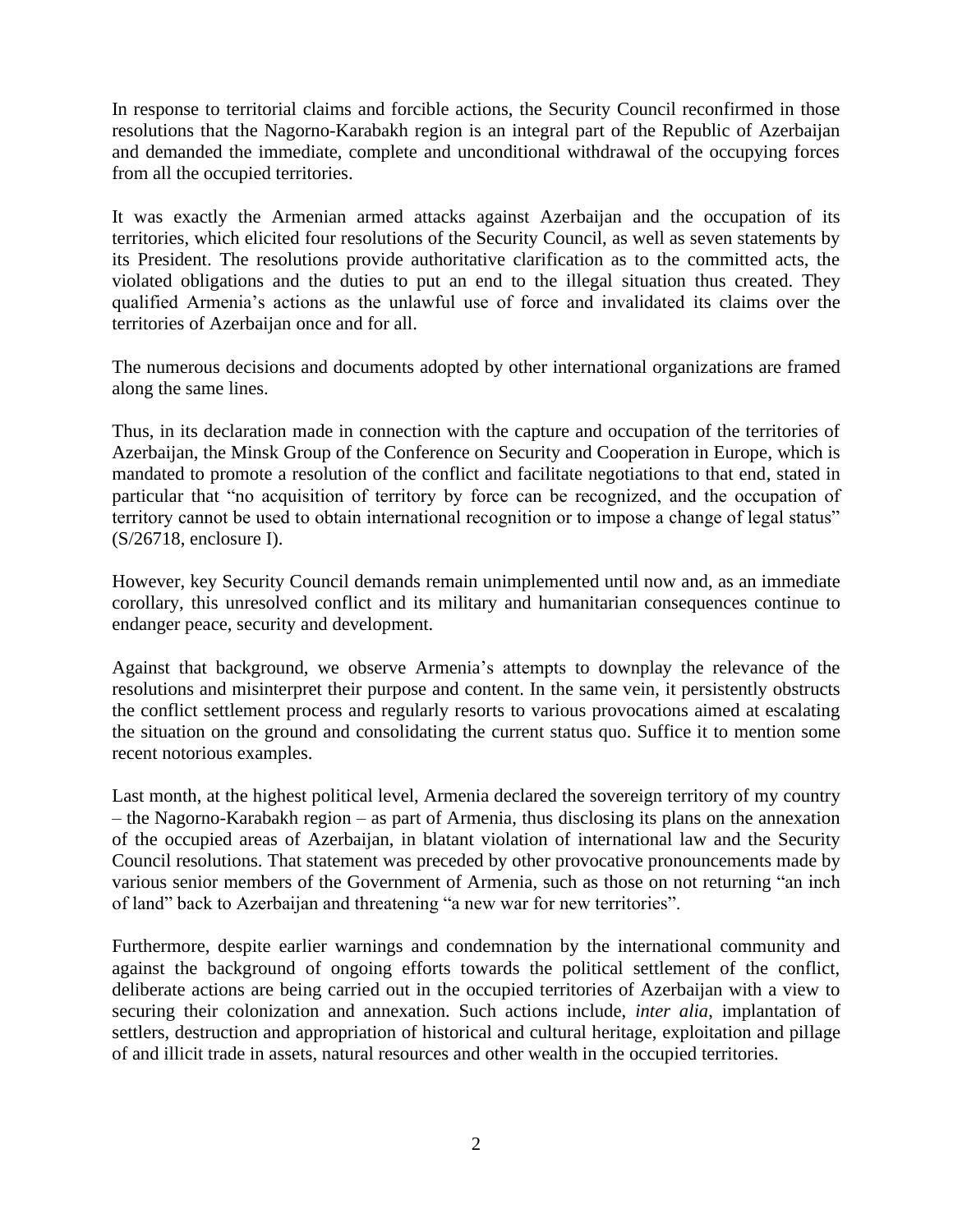In response to territorial claims and forcible actions, the Security Council reconfirmed in those resolutions that the Nagorno-Karabakh region is an integral part of the Republic of Azerbaijan and demanded the immediate, complete and unconditional withdrawal of the occupying forces from all the occupied territories.

It was exactly the Armenian armed attacks against Azerbaijan and the occupation of its territories, which elicited four resolutions of the Security Council, as well as seven statements by its President. The resolutions provide authoritative clarification as to the committed acts, the violated obligations and the duties to put an end to the illegal situation thus created. They qualified Armenia's actions as the unlawful use of force and invalidated its claims over the territories of Azerbaijan once and for all.

The numerous decisions and documents adopted by other international organizations are framed along the same lines.

Thus, in its declaration made in connection with the capture and occupation of the territories of Azerbaijan, the Minsk Group of the Conference on Security and Cooperation in Europe, which is mandated to promote a resolution of the conflict and facilitate negotiations to that end, stated in particular that "no acquisition of territory by force can be recognized, and the occupation of territory cannot be used to obtain international recognition or to impose a change of legal status" (S/26718, enclosure I).

However, key Security Council demands remain unimplemented until now and, as an immediate corollary, this unresolved conflict and its military and humanitarian consequences continue to endanger peace, security and development.

Against that background, we observe Armenia's attempts to downplay the relevance of the resolutions and misinterpret their purpose and content. In the same vein, it persistently obstructs the conflict settlement process and regularly resorts to various provocations aimed at escalating the situation on the ground and consolidating the current status quo. Suffice it to mention some recent notorious examples.

Last month, at the highest political level, Armenia declared the sovereign territory of my country – the Nagorno-Karabakh region – as part of Armenia, thus disclosing its plans on the annexation of the occupied areas of Azerbaijan, in blatant violation of international law and the Security Council resolutions. That statement was preceded by other provocative pronouncements made by various senior members of the Government of Armenia, such as those on not returning "an inch of land" back to Azerbaijan and threatening "a new war for new territories".

Furthermore, despite earlier warnings and condemnation by the international community and against the background of ongoing efforts towards the political settlement of the conflict, deliberate actions are being carried out in the occupied territories of Azerbaijan with a view to securing their colonization and annexation. Such actions include, *inter alia*, implantation of settlers, destruction and appropriation of historical and cultural heritage, exploitation and pillage of and illicit trade in assets, natural resources and other wealth in the occupied territories.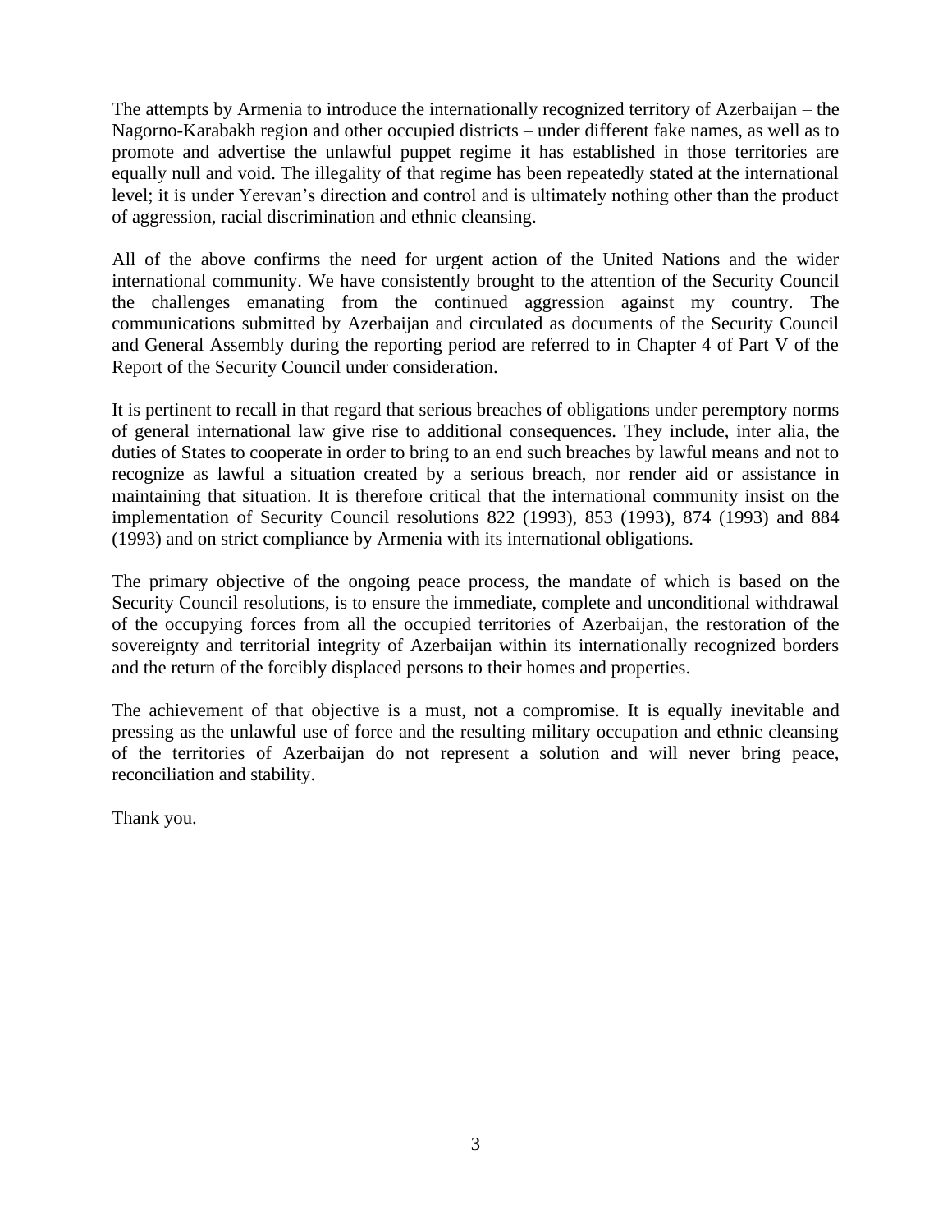The attempts by Armenia to introduce the internationally recognized territory of Azerbaijan – the Nagorno-Karabakh region and other occupied districts – under different fake names, as well as to promote and advertise the unlawful puppet regime it has established in those territories are equally null and void. The illegality of that regime has been repeatedly stated at the international level; it is under Yerevan's direction and control and is ultimately nothing other than the product of aggression, racial discrimination and ethnic cleansing.

All of the above confirms the need for urgent action of the United Nations and the wider international community. We have consistently brought to the attention of the Security Council the challenges emanating from the continued aggression against my country. The communications submitted by Azerbaijan and circulated as documents of the Security Council and General Assembly during the reporting period are referred to in Chapter 4 of Part V of the Report of the Security Council under consideration.

It is pertinent to recall in that regard that serious breaches of obligations under peremptory norms of general international law give rise to additional consequences. They include, inter alia, the duties of States to cooperate in order to bring to an end such breaches by lawful means and not to recognize as lawful a situation created by a serious breach, nor render aid or assistance in maintaining that situation. It is therefore critical that the international community insist on the implementation of Security Council resolutions 822 (1993), 853 (1993), 874 (1993) and 884 (1993) and on strict compliance by Armenia with its international obligations.

The primary objective of the ongoing peace process, the mandate of which is based on the Security Council resolutions, is to ensure the immediate, complete and unconditional withdrawal of the occupying forces from all the occupied territories of Azerbaijan, the restoration of the sovereignty and territorial integrity of Azerbaijan within its internationally recognized borders and the return of the forcibly displaced persons to their homes and properties.

The achievement of that objective is a must, not a compromise. It is equally inevitable and pressing as the unlawful use of force and the resulting military occupation and ethnic cleansing of the territories of Azerbaijan do not represent a solution and will never bring peace, reconciliation and stability.

Thank you.